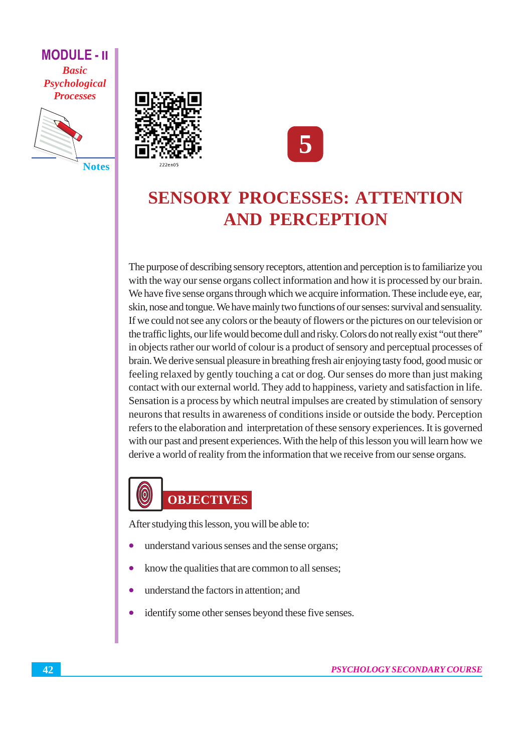MODULE - II

*Basic Psychological Processes*

Notes

222en05

# 5

# SENSORY PROCESSES: ATTENTION AND PERCEPTION

The purpose of describing sensory receptors, attention and perception is to familiarize you with the way our sense organs collect information and how it is processed by our brain. We have five sense organs through which we acquire information. These include eye, ear, skin, nose and tongue. We have mainly two functions of our senses: survival and sensuality. If we could not see any colors or the beauty of flowers or the pictures on our television or the traffic lights, our life would become dull and risky. Colors do not really exist "out there" in objects rather our world of colour is a product of sensory and perceptual processes of brain. We derive sensual pleasure in breathing fresh air enjoying tasty food, good music or feeling relaxed by gently touching a cat or dog. Our senses do more than just making contact with our external world. They add to happiness, variety and satisfaction in life. Sensation is a process by which neutral impulses are created by stimulation of sensory neurons that results in awareness of conditions inside or outside the body. Perception refers to the elaboration and interpretation of these sensory experiences. It is governed with our past and present experiences. With the help of this lesson you will learn how we derive a world of reality from the information that we receive from our sense organs.

## OBJECTIVES

After studying this lesson, you will be able to:

- understand various senses and the sense organs;
- know the qualities that are common to all senses;
- understand the factors in attention; and
- identify some other senses beyond these five senses.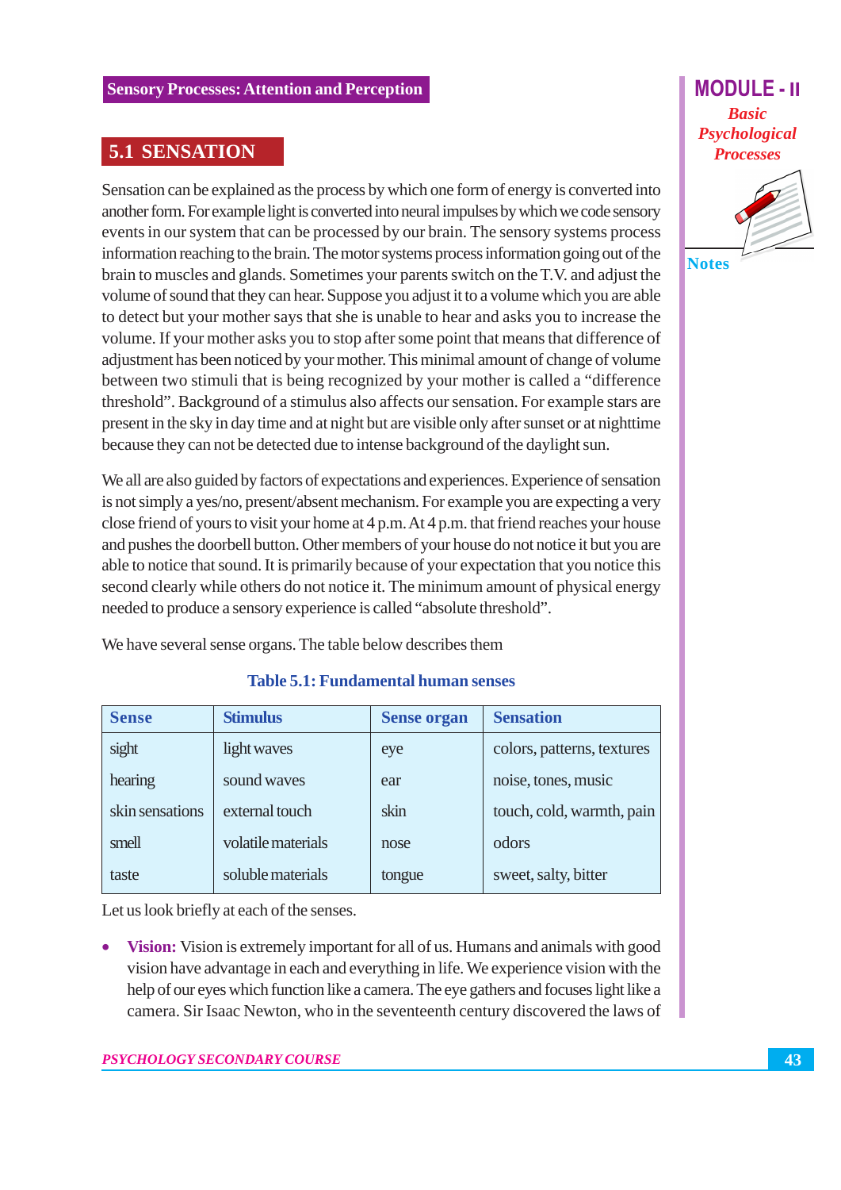## 5.1 SENSATION

Sensation can be explained as the process by which one form of energy is converted into another form. For example light is converted into neural impulses by which we code sensory events in our system that can be processed by our brain. The sensory systems process information reaching to the brain. The motor systems process information going out of the brain to muscles and glands. Sometimes your parents switch on the T.V. and adjust the volume of sound that they can hear. Suppose you adjust it to a volume which you are able to detect but your mother says that she is unable to hear and asks you to increase the volume. If your mother asks you to stop after some point that means that difference of adjustment has been noticed by your mother. This minimal amount of change of volume between two stimuli that is being recognized by your mother is called a "difference threshold". Background of a stimulus also affects our sensation. For example stars are present in the sky in day time and at night but are visible only after sunset or at nighttime because they can not be detected due to intense background of the daylight sun.

We all are also guided by factors of expectations and experiences. Experience of sensation is not simply a yes/no, present/absent mechanism. For example you are expecting a very close friend of yours to visit your home at 4 p.m. At 4 p.m. that friend reaches your house and pushes the doorbell button. Other members of your house do not notice it but you are able to notice that sound. It is primarily because of your expectation that you notice this second clearly while others do not notice it. The minimum amount of physical energy needed to produce a sensory experience is called "absolute threshold".

We have several sense organs. The table below describes them

**Table 5.1: Fundamental human senses**

| Sense | Stimulus | Sense organ | Sensation |
|---|---|---|---|
| sight | light waves | eye | colors, patterns, textures |
| hearing | sound waves | ear | noise, tones, music |
| skin sensations | external touch | skin | touch, cold, warmth, pain |
| smell | volatile materials | nose | odors |
| taste | soluble materials | tongue | sweet, salty, bitter |

Let us look briefly at each of the senses.

- **Vision:** Vision is extremely important for all of us. Humans and animals with good vision have advantage in each and everything in life. We experience vision with the help of our eyes which function like a camera. The eye gathers and focuses light like a camera. Sir Isaac Newton, who in the seventeenth century discovered the laws of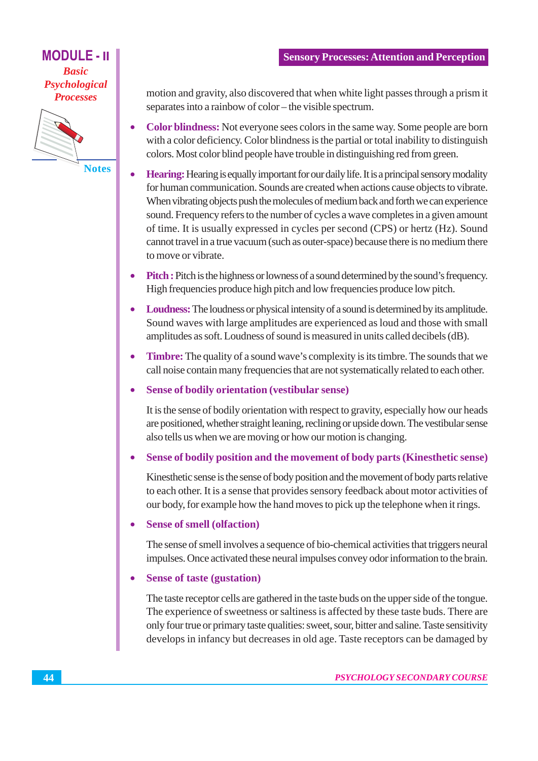motion and gravity, also discovered that when white light passes through a prism it separates into a rainbow of color – the visible spectrum.

- **Color blindness:** Not everyone sees colors in the same way. Some people are born with a color deficiency. Color blindness is the partial or total inability to distinguish colors. Most color blind people have trouble in distinguishing red from green.

- **Hearing:** Hearing is equally important for our daily life. It is a principal sensory modality for human communication. Sounds are created when actions cause objects to vibrate. When vibrating objects push the molecules of medium back and forth we can experience sound. Frequency refers to the number of cycles a wave completes in a given amount of time. It is usually expressed in cycles per second (CPS) or hertz (Hz). Sound cannot travel in a true vacuum (such as outer-space) because there is no medium there to move or vibrate.

- **Pitch :** Pitch is the highness or lowness of a sound determined by the sound's frequency. High frequencies produce high pitch and low frequencies produce low pitch.

- **Loudness:** The loudness or physical intensity of a sound is determined by its amplitude. Sound waves with large amplitudes are experienced as loud and those with small amplitudes as soft. Loudness of sound is measured in units called decibels (dB).

- **Timbre:** The quality of a sound wave's complexity is its timbre. The sounds that we call noise contain many frequencies that are not systematically related to each other.

- **Sense of bodily orientation (vestibular sense)**

  It is the sense of bodily orientation with respect to gravity, especially how our heads are positioned, whether straight leaning, reclining or upside down. The vestibular sense also tells us when we are moving or how our motion is changing.

- **Sense of bodily position and the movement of body parts (Kinesthetic sense)**

  Kinesthetic sense is the sense of body position and the movement of body parts relative to each other. It is a sense that provides sensory feedback about motor activities of our body, for example how the hand moves to pick up the telephone when it rings.

- **Sense of smell (olfaction)**

  The sense of smell involves a sequence of bio-chemical activities that triggers neural impulses. Once activated these neural impulses convey odor information to the brain.

- **Sense of taste (gustation)**

  The taste receptor cells are gathered in the taste buds on the upper side of the tongue. The experience of sweetness or saltiness is affected by these taste buds. There are only four true or primary taste qualities: sweet, sour, bitter and saline. Taste sensitivity develops in infancy but decreases in old age. Taste receptors can be damaged by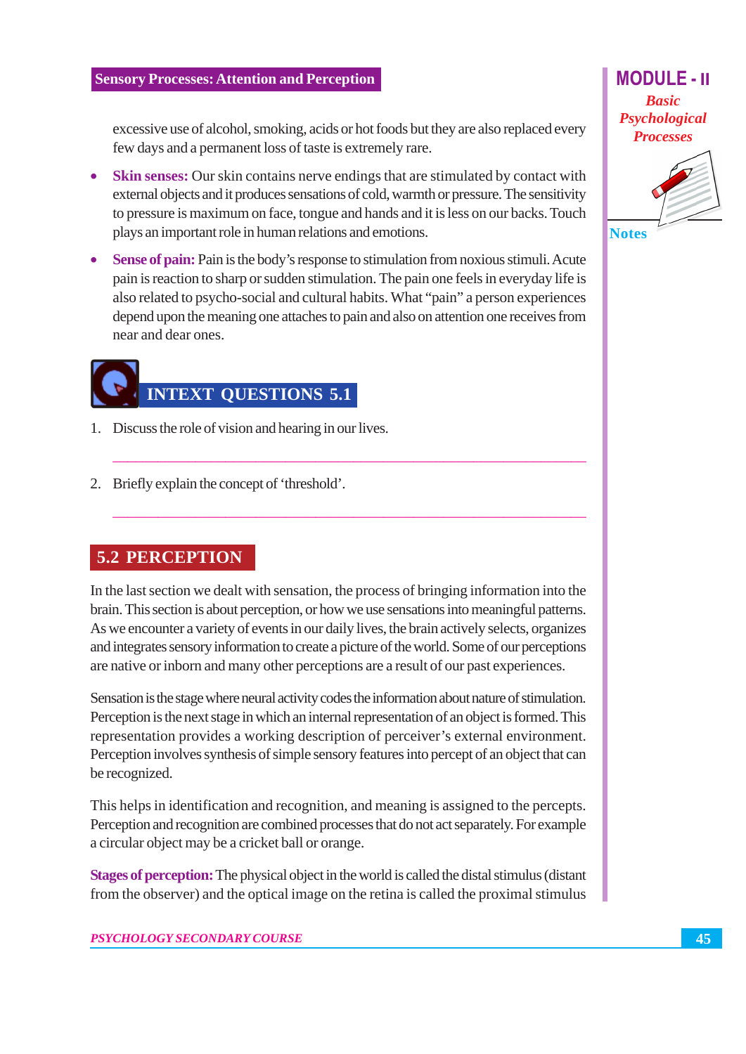excessive use of alcohol, smoking, acids or hot foods but they are also replaced every few days and a permanent loss of taste is extremely rare.

- **Skin senses:** Our skin contains nerve endings that are stimulated by contact with external objects and it produces sensations of cold, warmth or pressure. The sensitivity to pressure is maximum on face, tongue and hands and it is less on our backs. Touch plays an important role in human relations and emotions.
- **Sense of pain:** Pain is the body's response to stimulation from noxious stimuli. Acute pain is reaction to sharp or sudden stimulation. The pain one feels in everyday life is also related to psycho-social and cultural habits. What "pain" a person experiences depend upon the meaning one attaches to pain and also on attention one receives from near and dear ones.

## INTEXT QUESTIONS 5.1

1. Discuss the role of vision and hearing in our lives.

___

2. Briefly explain the concept of 'threshold'.

___

## 5.2 PERCEPTION

In the last section we dealt with sensation, the process of bringing information into the brain. This section is about perception, or how we use sensations into meaningful patterns. As we encounter a variety of events in our daily lives, the brain actively selects, organizes and integrates sensory information to create a picture of the world. Some of our perceptions are native or inborn and many other perceptions are a result of our past experiences.

Sensation is the stage where neural activity codes the information about nature of stimulation. Perception is the next stage in which an internal representation of an object is formed. This representation provides a working description of perceiver's external environment. Perception involves synthesis of simple sensory features into percept of an object that can be recognized.

This helps in identification and recognition, and meaning is assigned to the percepts. Perception and recognition are combined processes that do not act separately. For example a circular object may be a cricket ball or orange.

**Stages of perception:** The physical object in the world is called the distal stimulus (distant from the observer) and the optical image on the retina is called the proximal stimulus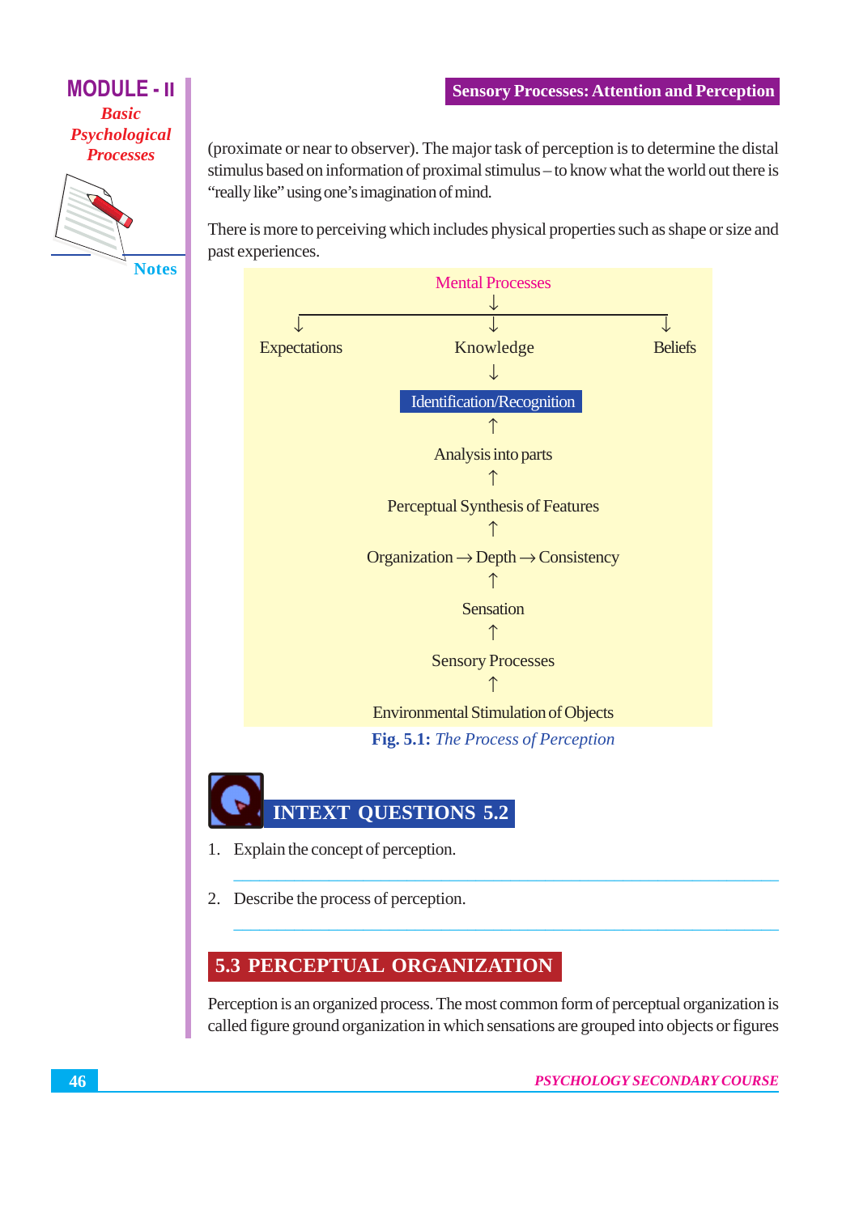(proximate or near to observer). The major task of perception is to determine the distal stimulus based on information of proximal stimulus – to know what the world out there is "really like" using one's imagination of mind.

There is more to perceiving which includes physical properties such as shape or size and past experiences.

Mental Processes

↓

Expectations ↓ Knowledge ↓ Beliefs

↓

Identification/Recognition

↑

Analysis into parts

↑

Perceptual Synthesis of Features

↑

Organization → Depth → Consistency

↑

Sensation

↑

Sensory Processes

↑

Environmental Stimulation of Objects

**Fig. 5.1:** *The Process of Perception*

## INTEXT QUESTIONS 5.2

1. Explain the concept of perception.

2. Describe the process of perception.

## 5.3 PERCEPTUAL ORGANIZATION

Perception is an organized process. The most common form of perceptual organization is called figure ground organization in which sensations are grouped into objects or figures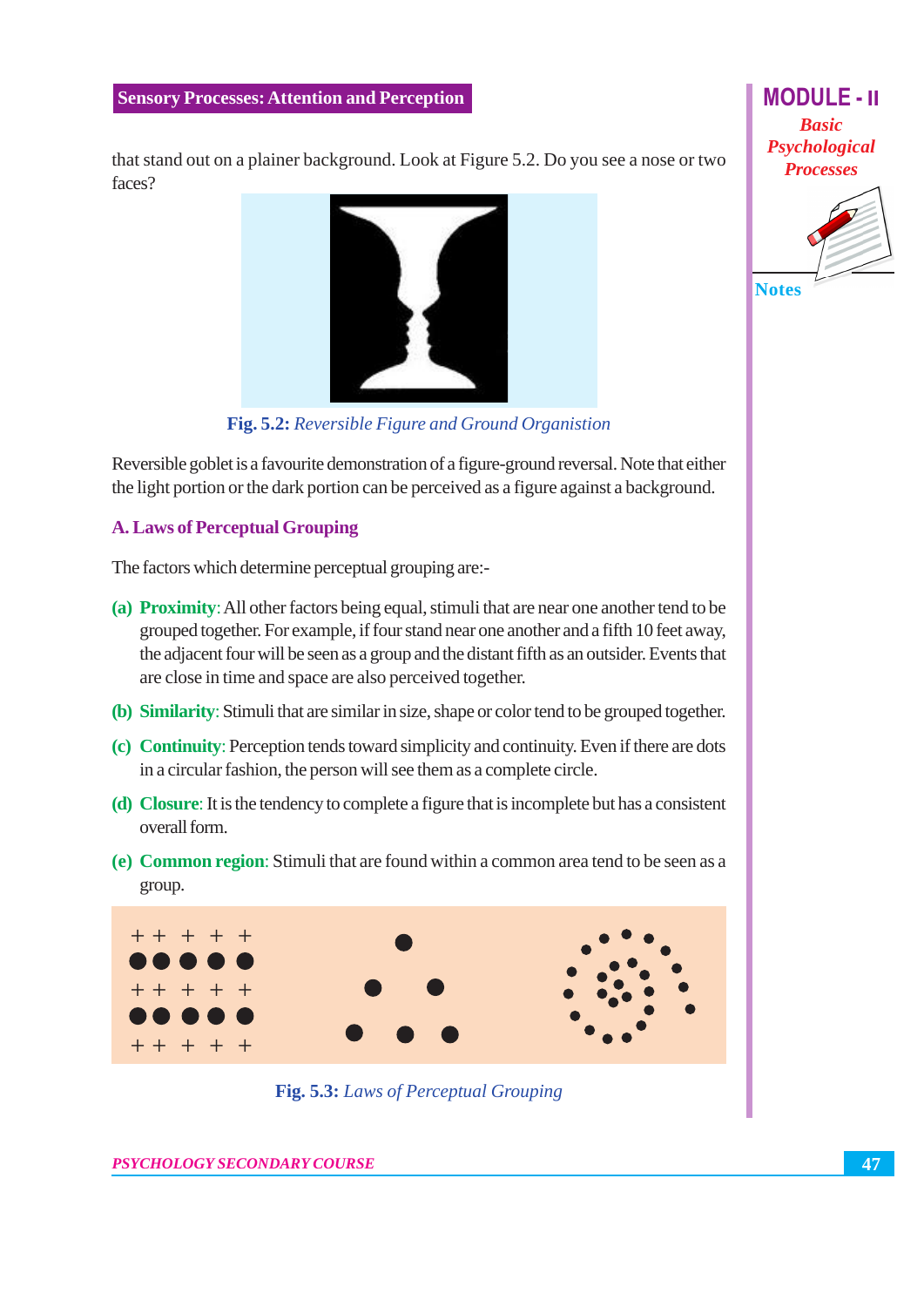that stand out on a plainer background. Look at Figure 5.2. Do you see a nose or two faces?

**Fig. 5.2:** *Reversible Figure and Ground Organistion*

Reversible goblet is a favourite demonstration of a figure-ground reversal. Note that either the light portion or the dark portion can be perceived as a figure against a background.

### A. Laws of Perceptual Grouping

The factors which determine perceptual grouping are:-

**(a) Proximity**: All other factors being equal, stimuli that are near one another tend to be grouped together. For example, if four stand near one another and a fifth 10 feet away, the adjacent four will be seen as a group and the distant fifth as an outsider. Events that are close in time and space are also perceived together.

**(b) Similarity**: Stimuli that are similar in size, shape or color tend to be grouped together.

**(c) Continuity**: Perception tends toward simplicity and continuity. Even if there are dots in a circular fashion, the person will see them as a complete circle.

**(d) Closure**: It is the tendency to complete a figure that is incomplete but has a consistent overall form.

**(e) Common region**: Stimuli that are found within a common area tend to be seen as a group.

**Fig. 5.3:** *Laws of Perceptual Grouping*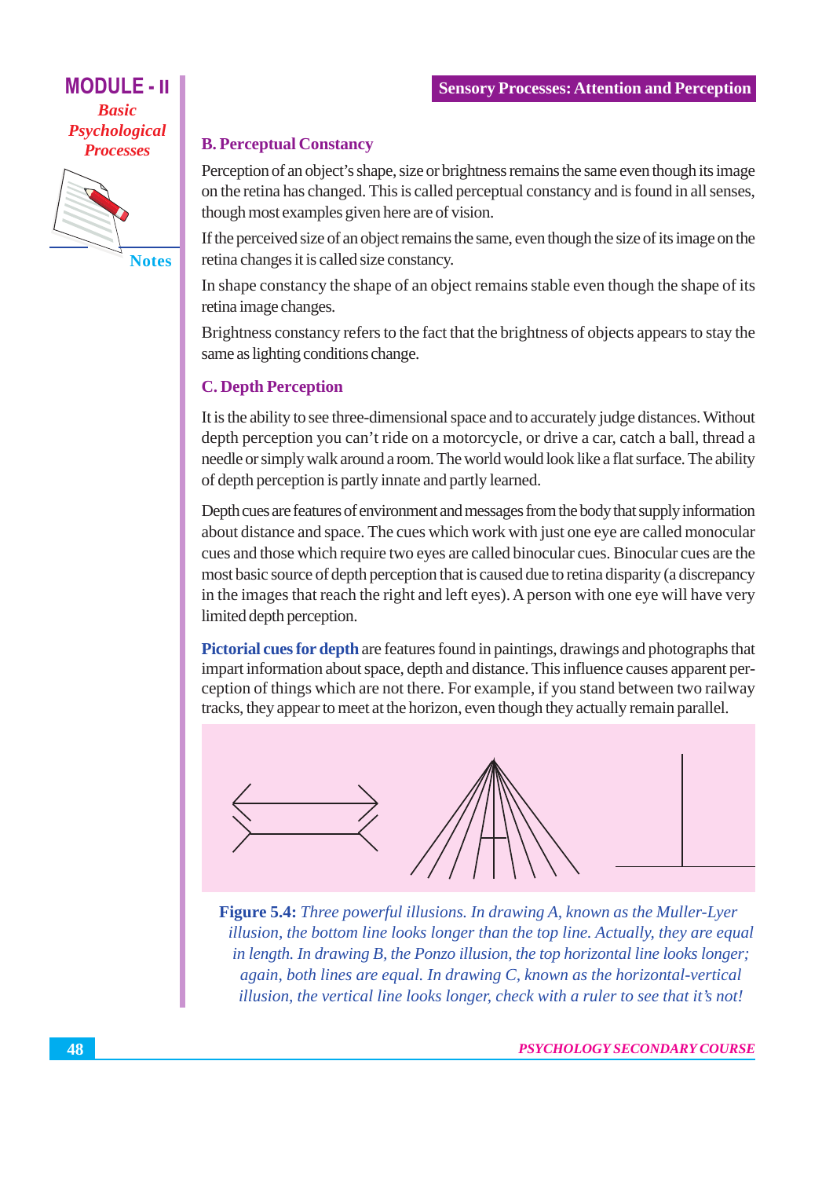### B. Perceptual Constancy

Perception of an object's shape, size or brightness remains the same even though its image on the retina has changed. This is called perceptual constancy and is found in all senses, though most examples given here are of vision.

If the perceived size of an object remains the same, even though the size of its image on the retina changes it is called size constancy.

In shape constancy the shape of an object remains stable even though the shape of its retina image changes.

Brightness constancy refers to the fact that the brightness of objects appears to stay the same as lighting conditions change.

### C. Depth Perception

It is the ability to see three-dimensional space and to accurately judge distances. Without depth perception you can't ride on a motorcycle, or drive a car, catch a ball, thread a needle or simply walk around a room. The world would look like a flat surface. The ability of depth perception is partly innate and partly learned.

Depth cues are features of environment and messages from the body that supply information about distance and space. The cues which work with just one eye are called monocular cues and those which require two eyes are called binocular cues. Binocular cues are the most basic source of depth perception that is caused due to retina disparity (a discrepancy in the images that reach the right and left eyes). A person with one eye will have very limited depth perception.

**Pictorial cues for depth** are features found in paintings, drawings and photographs that impart information about space, depth and distance. This influence causes apparent perception of things which are not there. For example, if you stand between two railway tracks, they appear to meet at the horizon, even though they actually remain parallel.

**Figure 5.4:** *Three powerful illusions. In drawing A, known as the Muller-Lyer illusion, the bottom line looks longer than the top line. Actually, they are equal in length. In drawing B, the Ponzo illusion, the top horizontal line looks longer; again, both lines are equal. In drawing C, known as the horizontal-vertical illusion, the vertical line looks longer, check with a ruler to see that it's not!*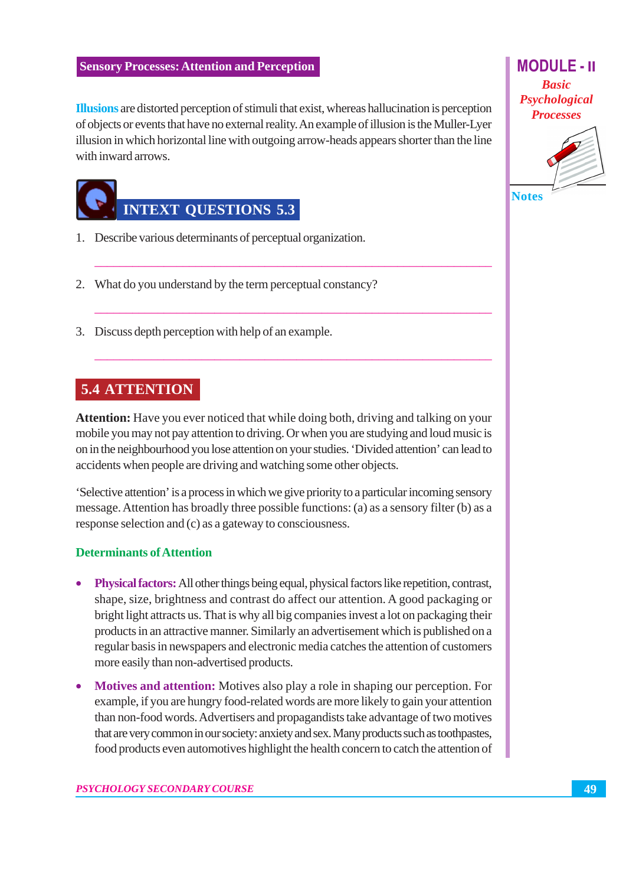**Illusions** are distorted perception of stimuli that exist, whereas hallucination is perception of objects or events that have no external reality. An example of illusion is the Muller-Lyer illusion in which horizontal line with outgoing arrow-heads appears shorter than the line with inward arrows.

## INTEXT QUESTIONS 5.3

1. Describe various determinants of perceptual organization.

_______________________________________________

2. What do you understand by the term perceptual constancy?

_______________________________________________

3. Discuss depth perception with help of an example.

_______________________________________________

## 5.4 ATTENTION

**Attention:** Have you ever noticed that while doing both, driving and talking on your mobile you may not pay attention to driving. Or when you are studying and loud music is on in the neighbourhood you lose attention on your studies. 'Divided attention' can lead to accidents when people are driving and watching some other objects.

'Selective attention' is a process in which we give priority to a particular incoming sensory message. Attention has broadly three possible functions: (a) as a sensory filter (b) as a response selection and (c) as a gateway to consciousness.

### Determinants of Attention

- **Physical factors:** All other things being equal, physical factors like repetition, contrast, shape, size, brightness and contrast do affect our attention. A good packaging or bright light attracts us. That is why all big companies invest a lot on packaging their products in an attractive manner. Similarly an advertisement which is published on a regular basis in newspapers and electronic media catches the attention of customers more easily than non-advertised products.
- **Motives and attention:** Motives also play a role in shaping our perception. For example, if you are hungry food-related words are more likely to gain your attention than non-food words. Advertisers and propagandists take advantage of two motives that are very common in our society: anxiety and sex. Many products such as toothpastes, food products even automotives highlight the health concern to catch the attention of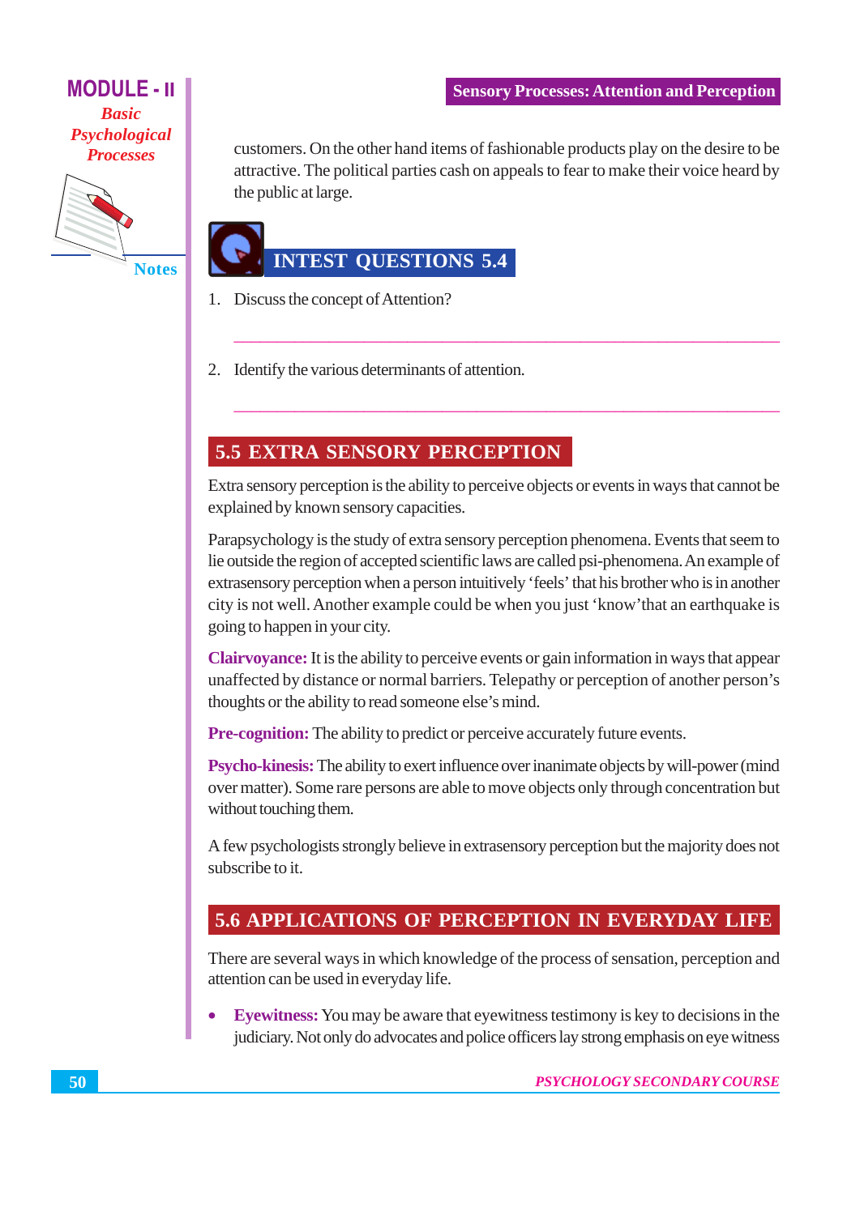customers. On the other hand items of fashionable products play on the desire to be attractive. The political parties cash on appeals to fear to make their voice heard by the public at large.

## INTEST QUESTIONS 5.4

1. Discuss the concept of Attention?

2. Identify the various determinants of attention.

## 5.5 EXTRA SENSORY PERCEPTION

Extra sensory perception is the ability to perceive objects or events in ways that cannot be explained by known sensory capacities.

Parapsychology is the study of extra sensory perception phenomena. Events that seem to lie outside the region of accepted scientific laws are called psi-phenomena. An example of extrasensory perception when a person intuitively 'feels' that his brother who is in another city is not well. Another example could be when you just 'know'that an earthquake is going to happen in your city.

**Clairvoyance:** It is the ability to perceive events or gain information in ways that appear unaffected by distance or normal barriers. Telepathy or perception of another person's thoughts or the ability to read someone else's mind.

**Pre-cognition:** The ability to predict or perceive accurately future events.

**Psycho-kinesis:** The ability to exert influence over inanimate objects by will-power (mind over matter). Some rare persons are able to move objects only through concentration but without touching them.

A few psychologists strongly believe in extrasensory perception but the majority does not subscribe to it.

## 5.6 APPLICATIONS OF PERCEPTION IN EVERYDAY LIFE

There are several ways in which knowledge of the process of sensation, perception and attention can be used in everyday life.

- **Eyewitness:** You may be aware that eyewitness testimony is key to decisions in the judiciary. Not only do advocates and police officers lay strong emphasis on eye witness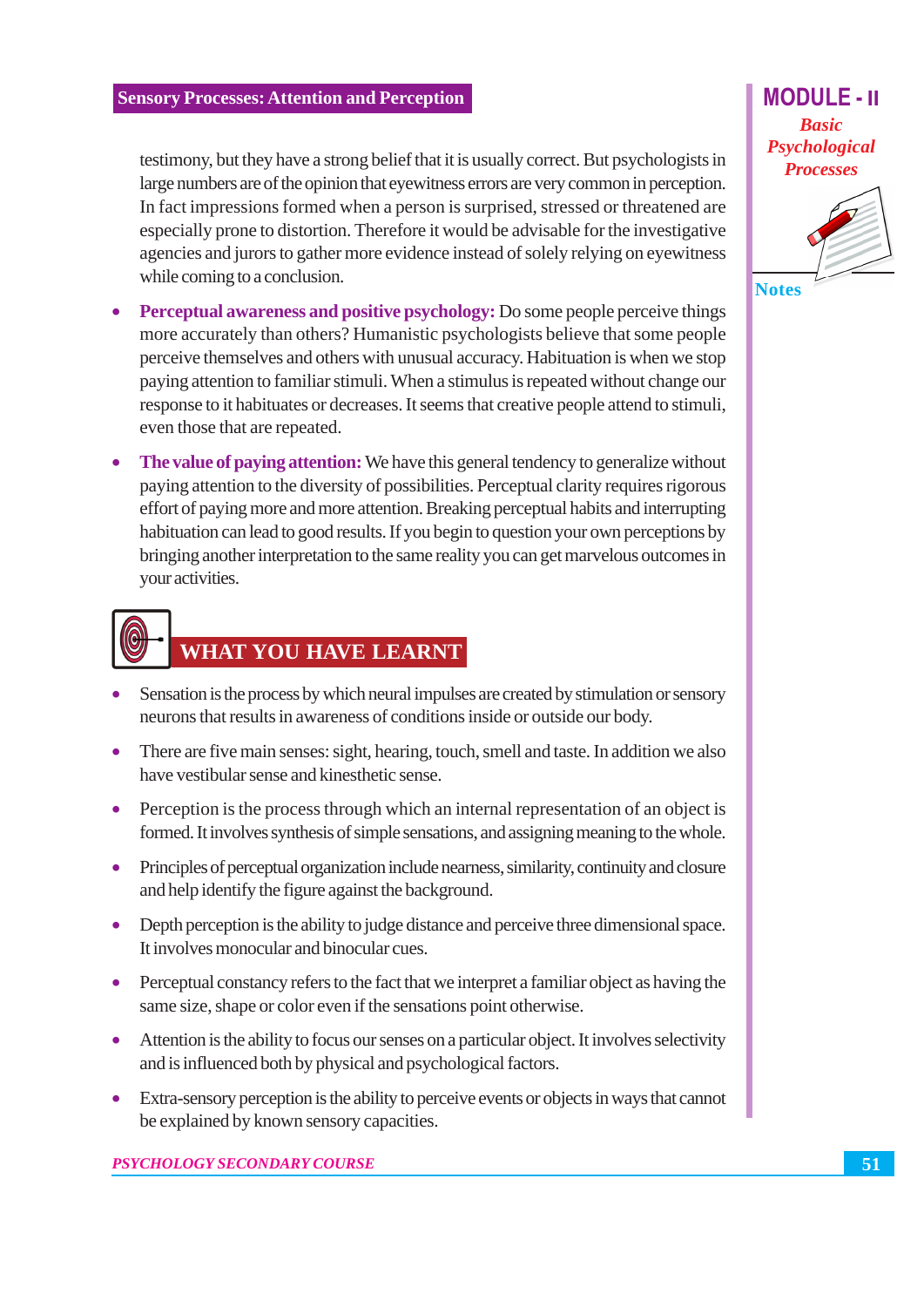testimony, but they have a strong belief that it is usually correct. But psychologists in large numbers are of the opinion that eyewitness errors are very common in perception. In fact impressions formed when a person is surprised, stressed or threatened are especially prone to distortion. Therefore it would be advisable for the investigative agencies and jurors to gather more evidence instead of solely relying on eyewitness while coming to a conclusion.

- **Perceptual awareness and positive psychology:** Do some people perceive things more accurately than others? Humanistic psychologists believe that some people perceive themselves and others with unusual accuracy. Habituation is when we stop paying attention to familiar stimuli. When a stimulus is repeated without change our response to it habituates or decreases. It seems that creative people attend to stimuli, even those that are repeated.
- **The value of paying attention:** We have this general tendency to generalize without paying attention to the diversity of possibilities. Perceptual clarity requires rigorous effort of paying more and more attention. Breaking perceptual habits and interrupting habituation can lead to good results. If you begin to question your own perceptions by bringing another interpretation to the same reality you can get marvelous outcomes in your activities.

## WHAT YOU HAVE LEARNT

- Sensation is the process by which neural impulses are created by stimulation or sensory neurons that results in awareness of conditions inside or outside our body.
- There are five main senses: sight, hearing, touch, smell and taste. In addition we also have vestibular sense and kinesthetic sense.
- Perception is the process through which an internal representation of an object is formed. It involves synthesis of simple sensations, and assigning meaning to the whole.
- Principles of perceptual organization include nearness, similarity, continuity and closure and help identify the figure against the background.
- Depth perception is the ability to judge distance and perceive three dimensional space. It involves monocular and binocular cues.
- Perceptual constancy refers to the fact that we interpret a familiar object as having the same size, shape or color even if the sensations point otherwise.
- Attention is the ability to focus our senses on a particular object. It involves selectivity and is influenced both by physical and psychological factors.
- Extra-sensory perception is the ability to perceive events or objects in ways that cannot be explained by known sensory capacities.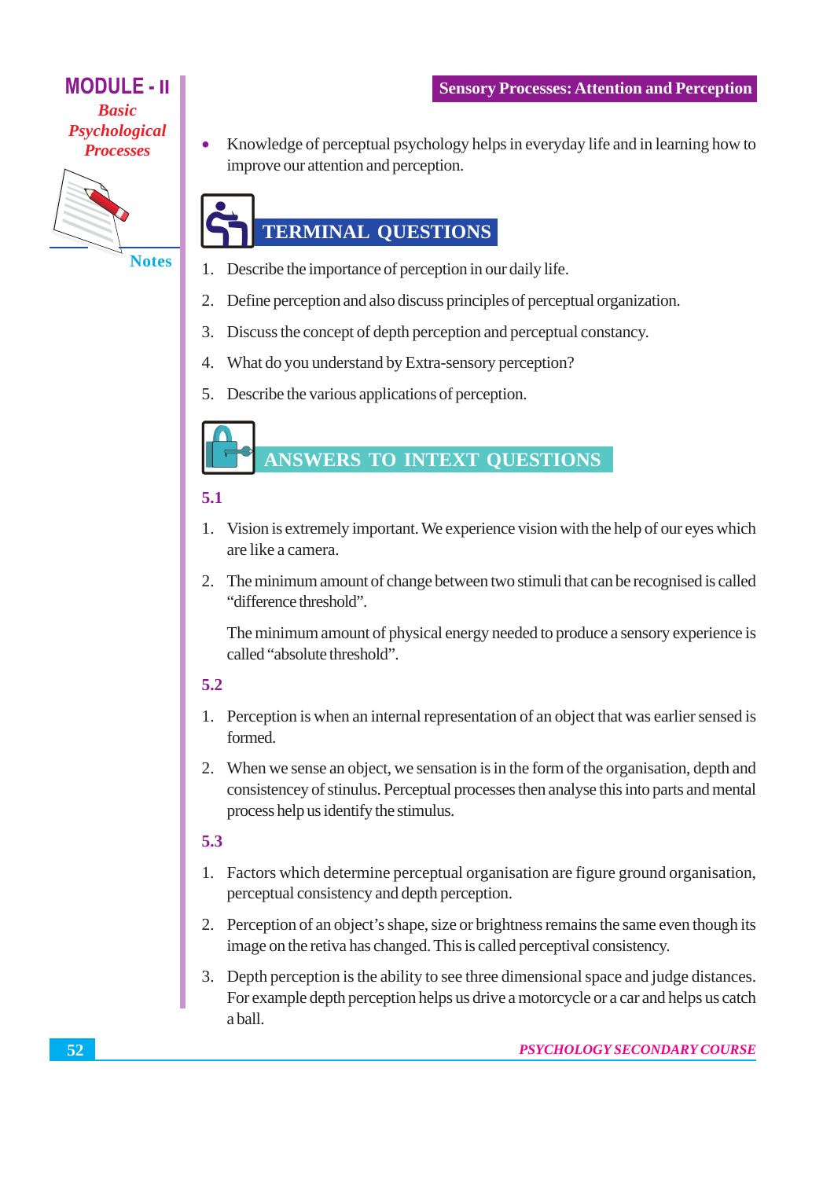- Knowledge of perceptual psychology helps in everyday life and in learning how to improve our attention and perception.

## TERMINAL QUESTIONS

1. Describe the importance of perception in our daily life.
2. Define perception and also discuss principles of perceptual organization.
3. Discuss the concept of depth perception and perceptual constancy.
4. What do you understand by Extra-sensory perception?
5. Describe the various applications of perception.

## ANSWERS TO INTEXT QUESTIONS

### 5.1

1. Vision is extremely important. We experience vision with the help of our eyes which are like a camera.
2. The minimum amount of change between two stimuli that can be recognised is called "difference threshold".

   The minimum amount of physical energy needed to produce a sensory experience is called "absolute threshold".

### 5.2

1. Perception is when an internal representation of an object that was earlier sensed is formed.
2. When we sense an object, we sensation is in the form of the organisation, depth and consistencey of stinulus. Perceptual processes then analyse this into parts and mental process help us identify the stimulus.

### 5.3

1. Factors which determine perceptual organisation are figure ground organisation, perceptual consistency and depth perception.
2. Perception of an object's shape, size or brightness remains the same even though its image on the retiva has changed. This is called perceptival consistency.
3. Depth perception is the ability to see three dimensional space and judge distances. For example depth perception helps us drive a motorcycle or a car and helps us catch a ball.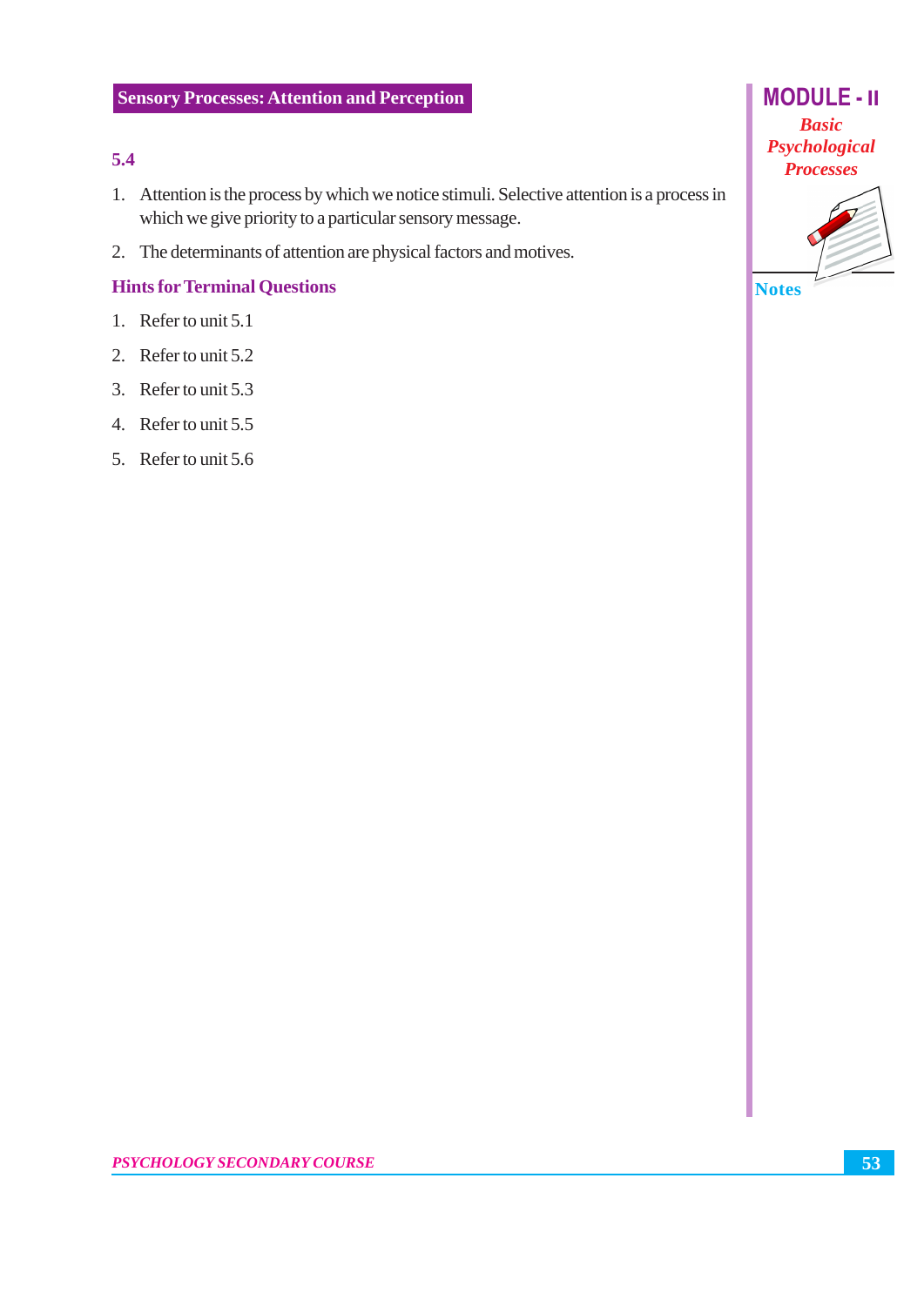## 5.4

1. Attention is the process by which we notice stimuli. Selective attention is a process in which we give priority to a particular sensory message.
2. The determinants of attention are physical factors and motives.

## Hints for Terminal Questions

1. Refer to unit 5.1
2. Refer to unit 5.2
3. Refer to unit 5.3
4. Refer to unit 5.5
5. Refer to unit 5.6